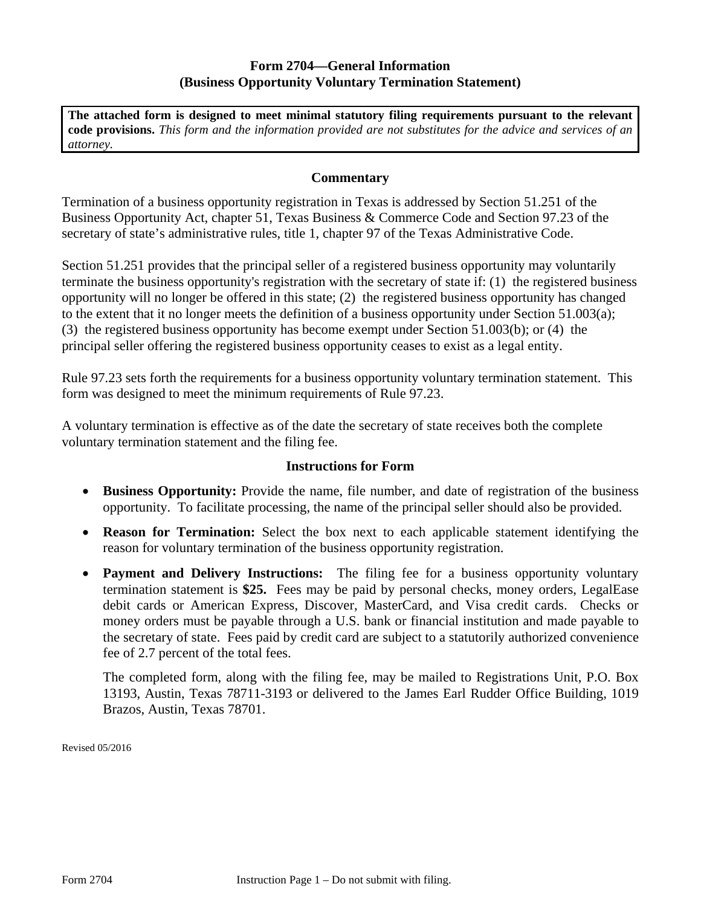# Form 2704—General Information
## (Business Opportunity Voluntary Termination Statement)

**The attached form is designed to meet minimal statutory filing requirements pursuant to the relevant code provisions.** *This form and the information provided are not substitutes for the advice and services of an attorney.*

### Commentary

Termination of a business opportunity registration in Texas is addressed by Section 51.251 of the Business Opportunity Act, chapter 51, Texas Business & Commerce Code and Section 97.23 of the secretary of state's administrative rules, title 1, chapter 97 of the Texas Administrative Code.

Section 51.251 provides that the principal seller of a registered business opportunity may voluntarily terminate the business opportunity's registration with the secretary of state if: (1) the registered business opportunity will no longer be offered in this state; (2) the registered business opportunity has changed to the extent that it no longer meets the definition of a business opportunity under Section 51.003(a); (3) the registered business opportunity has become exempt under Section 51.003(b); or (4) the principal seller offering the registered business opportunity ceases to exist as a legal entity.

Rule 97.23 sets forth the requirements for a business opportunity voluntary termination statement. This form was designed to meet the minimum requirements of Rule 97.23.

A voluntary termination is effective as of the date the secretary of state receives both the complete voluntary termination statement and the filing fee.

### Instructions for Form

- **Business Opportunity:** Provide the name, file number, and date of registration of the business opportunity. To facilitate processing, the name of the principal seller should also be provided.
- **Reason for Termination:** Select the box next to each applicable statement identifying the reason for voluntary termination of the business opportunity registration.
- **Payment and Delivery Instructions:** The filing fee for a business opportunity voluntary termination statement is **$25.** Fees may be paid by personal checks, money orders, LegalEase debit cards or American Express, Discover, MasterCard, and Visa credit cards. Checks or money orders must be payable through a U.S. bank or financial institution and made payable to the secretary of state. Fees paid by credit card are subject to a statutorily authorized convenience fee of 2.7 percent of the total fees.

  The completed form, along with the filing fee, may be mailed to Registrations Unit, P.O. Box 13193, Austin, Texas 78711-3193 or delivered to the James Earl Rudder Office Building, 1019 Brazos, Austin, Texas 78701.

Revised 05/2016

Form 2704 Instruction Page 1 – Do not submit with filing.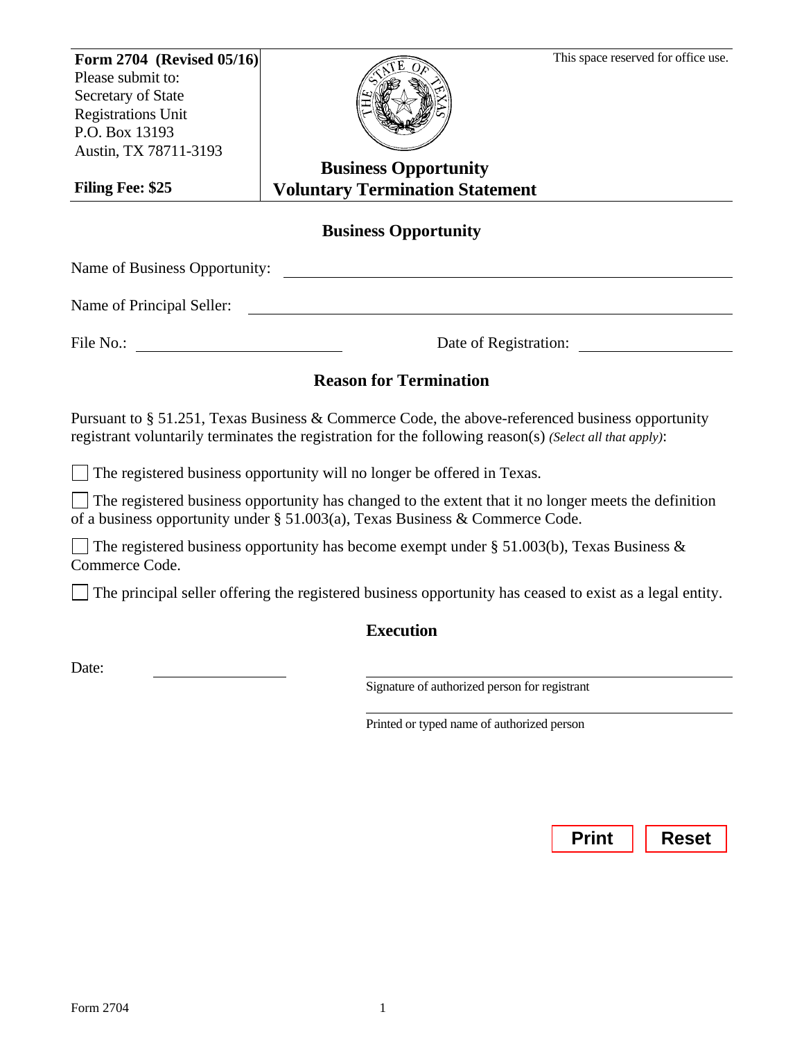**Form 2704 (Revised 05/16)**
Please submit to:
Secretary of State
Registrations Unit
P.O. Box 13193
Austin, TX 78711-3193

**Filing Fee: $25**

This space reserved for office use.

# Business Opportunity Voluntary Termination Statement

## Business Opportunity

Name of Business Opportunity: ______________________________

Name of Principal Seller: ______________________________

File No.: ______________ Date of Registration: ______________

## Reason for Termination

Pursuant to § 51.251, Texas Business & Commerce Code, the above-referenced business opportunity registrant voluntarily terminates the registration for the following reason(s) *(Select all that apply)*:

☐ The registered business opportunity will no longer be offered in Texas.

☐ The registered business opportunity has changed to the extent that it no longer meets the definition of a business opportunity under § 51.003(a), Texas Business & Commerce Code.

☐ The registered business opportunity has become exempt under § 51.003(b), Texas Business & Commerce Code.

☐ The principal seller offering the registered business opportunity has ceased to exist as a legal entity.

## Execution

Date: ______________

______________________________
Signature of authorized person for registrant

______________________________
Printed or typed name of authorized person

Print Reset